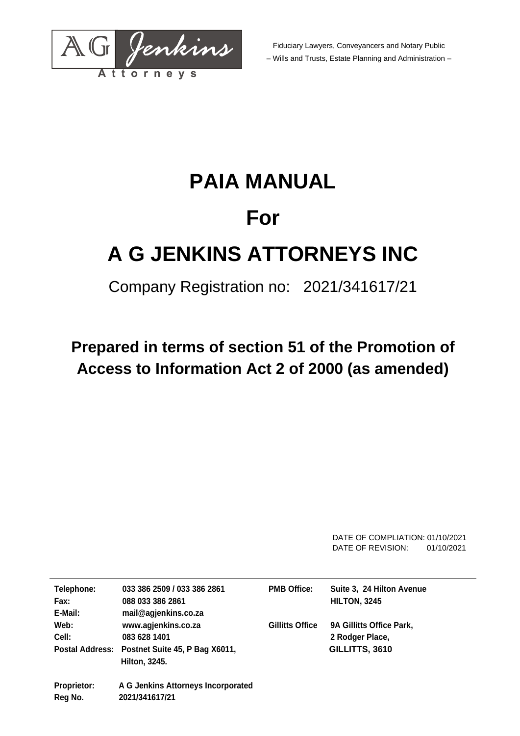A G Jenkins

Attorneys

Fiduciary Lawyers, Conveyancers and Notary Public

– Wills and Trusts, Estate Planning and Administration –

# PAIA MANUAL

# For

# A G JENKINS ATTORNEYS INC

Company Registration no: 2021/341617/21

## Prepared in terms of section 51 of the Promotion of Access to Information Act 2 of 2000 (as amended)

DATE OF COMPLIATION: 01/10/2021
DATE OF REVISION: 01/10/2021

| | | | |
|---|---|---|---|
| **Telephone:** | **033 386 2509 / 033 386 2861** | **PMB Office:** | **Suite 3, 24 Hilton Avenue** |
| **Fax:** | **088 033 386 2861** | | **HILTON, 3245** |
| **E-Mail:** | **mail@agjenkins.co.za** | | |
| **Web:** | **www.agjenkins.co.za** | **Gillitts Office** | **9A Gillitts Office Park,** |
| **Cell:** | **083 628 1401** | | **2 Rodger Place,** |
| **Postal Address:** | **Postnet Suite 45, P Bag X6011, Hilton, 3245.** | | **GILLITTS, 3610** |

**Proprietor:** **A G Jenkins Attorneys Incorporated**
**Reg No.** **2021/341617/21**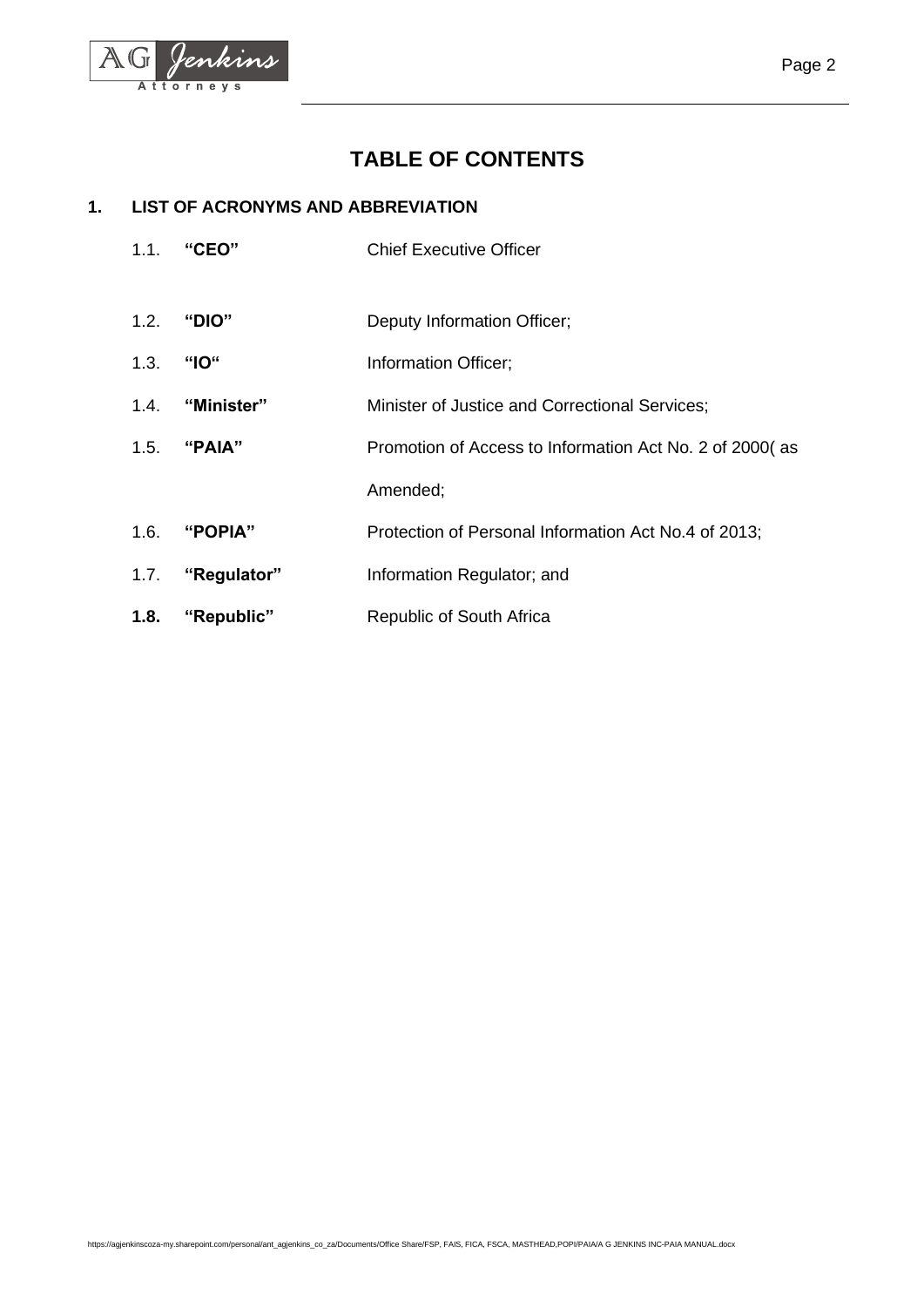# TABLE OF CONTENTS

## 1. LIST OF ACRONYMS AND ABBREVIATION

1.1. **"CEO"** Chief Executive Officer

1.2. **"DIO"** Deputy Information Officer;

1.3. **"IO"** Information Officer;

1.4. **"Minister"** Minister of Justice and Correctional Services;

1.5. **"PAIA"** Promotion of Access to Information Act No. 2 of 2000( as Amended;

1.6. **"POPIA"** Protection of Personal Information Act No.4 of 2013;

1.7. **"Regulator"** Information Regulator; and

**1.8.** **"Republic"** Republic of South Africa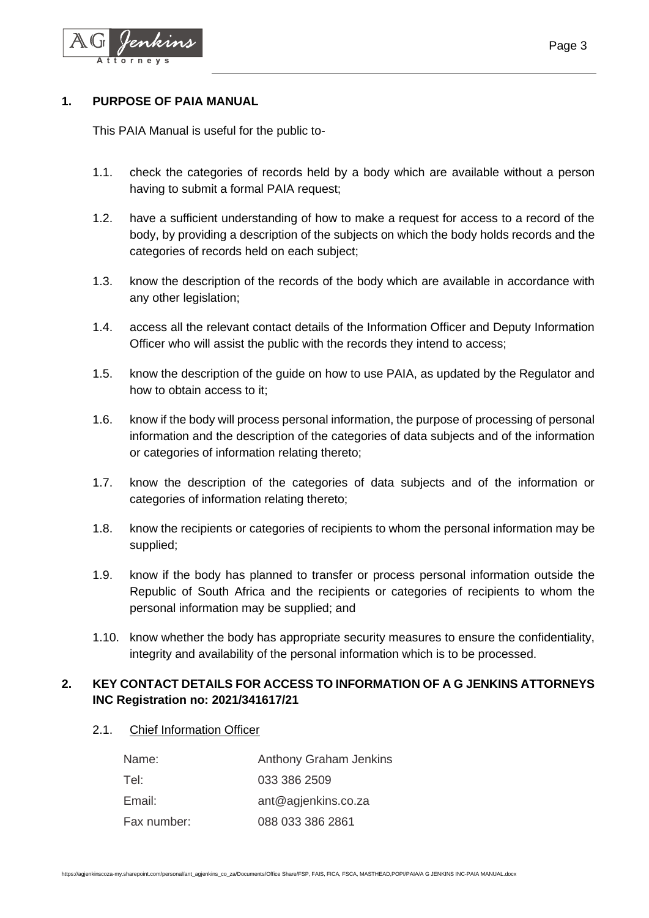## 1. PURPOSE OF PAIA MANUAL

This PAIA Manual is useful for the public to-

1.1. check the categories of records held by a body which are available without a person having to submit a formal PAIA request;

1.2. have a sufficient understanding of how to make a request for access to a record of the body, by providing a description of the subjects on which the body holds records and the categories of records held on each subject;

1.3. know the description of the records of the body which are available in accordance with any other legislation;

1.4. access all the relevant contact details of the Information Officer and Deputy Information Officer who will assist the public with the records they intend to access;

1.5. know the description of the guide on how to use PAIA, as updated by the Regulator and how to obtain access to it;

1.6. know if the body will process personal information, the purpose of processing of personal information and the description of the categories of data subjects and of the information or categories of information relating thereto;

1.7. know the description of the categories of data subjects and of the information or categories of information relating thereto;

1.8. know the recipients or categories of recipients to whom the personal information may be supplied;

1.9. know if the body has planned to transfer or process personal information outside the Republic of South Africa and the recipients or categories of recipients to whom the personal information may be supplied; and

1.10. know whether the body has appropriate security measures to ensure the confidentiality, integrity and availability of the personal information which is to be processed.

## 2. KEY CONTACT DETAILS FOR ACCESS TO INFORMATION OF A G JENKINS ATTORNEYS INC Registration no: 2021/341617/21

2.1. Chief Information Officer

| | |
|---|---|
| Name: | Anthony Graham Jenkins |
| Tel: | 033 386 2509 |
| Email: | ant@agjenkins.co.za |
| Fax number: | 088 033 386 2861 |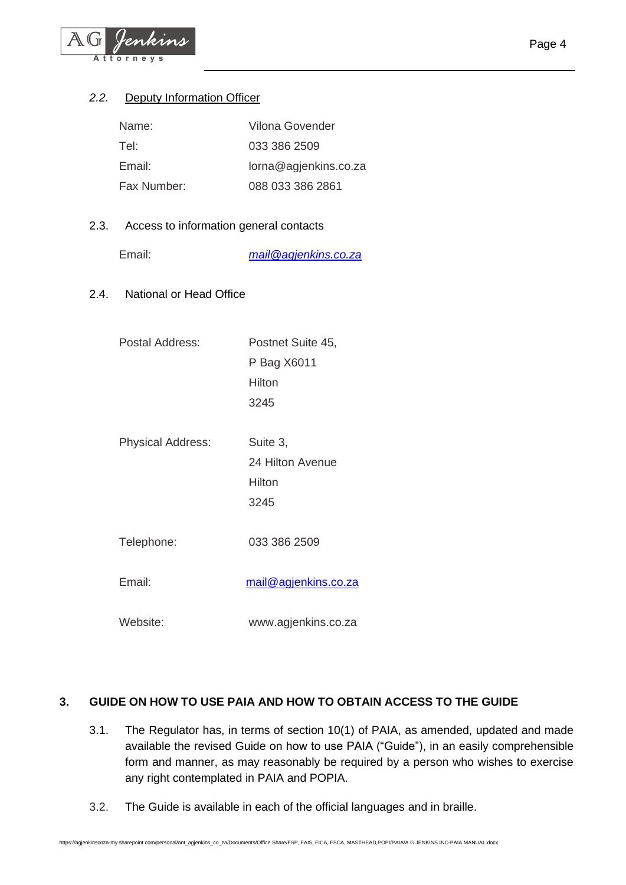*2.2.* Deputy Information Officer

| | |
|---|---|
| Name: | Vilona Govender |
| Tel: | 033 386 2509 |
| Email: | lorna@agjenkins.co.za |
| Fax Number: | 088 033 386 2861 |

2.3. Access to information general contacts

| | |
|---|---|
| Email: | *mail@agjenkins.co.za* |

2.4. National or Head Office

| | |
|---|---|
| Postal Address: | Postnet Suite 45,<br>P Bag X6011<br>Hilton<br>3245 |
| Physical Address: | Suite 3,<br>24 Hilton Avenue<br>Hilton<br>3245 |
| Telephone: | 033 386 2509 |
| Email: | mail@agjenkins.co.za |
| Website: | www.agjenkins.co.za |

## 3. GUIDE ON HOW TO USE PAIA AND HOW TO OBTAIN ACCESS TO THE GUIDE

3.1. The Regulator has, in terms of section 10(1) of PAIA, as amended, updated and made available the revised Guide on how to use PAIA ("Guide"), in an easily comprehensible form and manner, as may reasonably be required by a person who wishes to exercise any right contemplated in PAIA and POPIA.

3.2. The Guide is available in each of the official languages and in braille.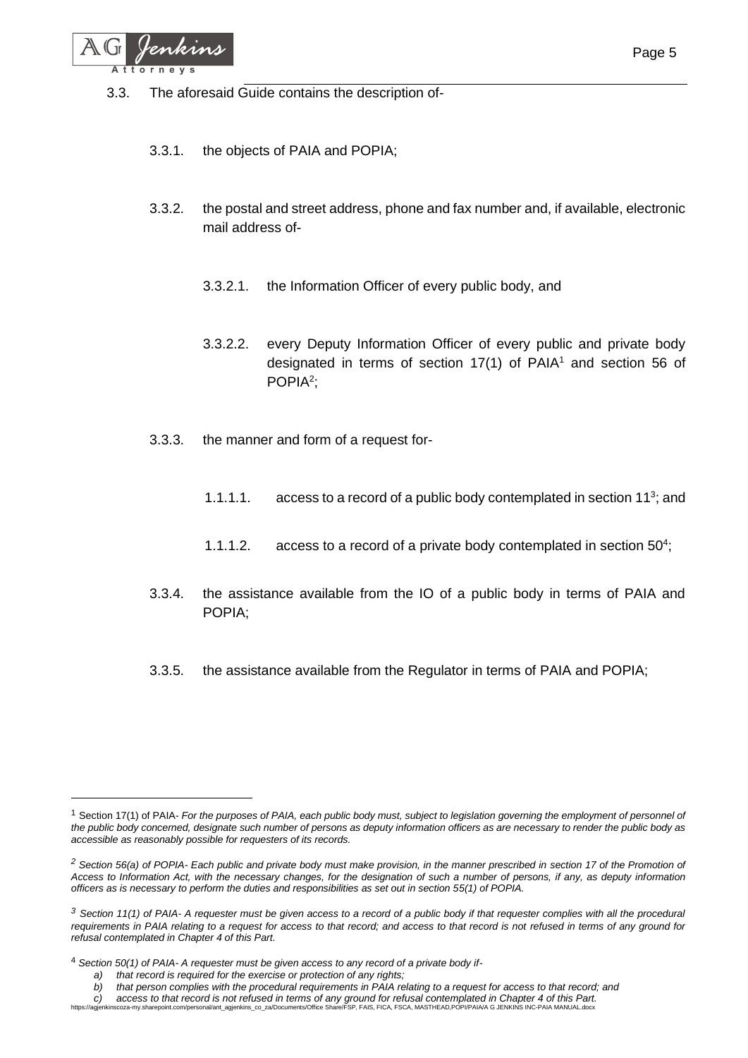3.3. The aforesaid Guide contains the description of-

3.3.1. the objects of PAIA and POPIA;

3.3.2. the postal and street address, phone and fax number and, if available, electronic mail address of-

3.3.2.1. the Information Officer of every public body, and

3.3.2.2. every Deputy Information Officer of every public and private body designated in terms of section 17(1) of PAIA[1] and section 56 of POPIA[2];

3.3.3. the manner and form of a request for-

1.1.1.1. access to a record of a public body contemplated in section 11[3]; and

1.1.1.2. access to a record of a private body contemplated in section 50[4];

3.3.4. the assistance available from the IO of a public body in terms of PAIA and POPIA;

3.3.5. the assistance available from the Regulator in terms of PAIA and POPIA;

---

[1] Section 17(1) of PAIA- *For the purposes of PAIA, each public body must, subject to legislation governing the employment of personnel of the public body concerned, designate such number of persons as deputy information officers as are necessary to render the public body as accessible as reasonably possible for requesters of its records.*

[2] *Section 56(a) of POPIA- Each public and private body must make provision, in the manner prescribed in section 17 of the Promotion of Access to Information Act, with the necessary changes, for the designation of such a number of persons, if any, as deputy information officers as is necessary to perform the duties and responsibilities as set out in section 55(1) of POPIA.*

[3] *Section 11(1) of PAIA- A requester must be given access to a record of a public body if that requester complies with all the procedural requirements in PAIA relating to a request for access to that record; and access to that record is not refused in terms of any ground for refusal contemplated in Chapter 4 of this Part.*

[4] *Section 50(1) of PAIA- A requester must be given access to any record of a private body if-*

*a) that record is required for the exercise or protection of any rights;*
*b) that person complies with the procedural requirements in PAIA relating to a request for access to that record; and*
*c) access to that record is not refused in terms of any ground for refusal contemplated in Chapter 4 of this Part.*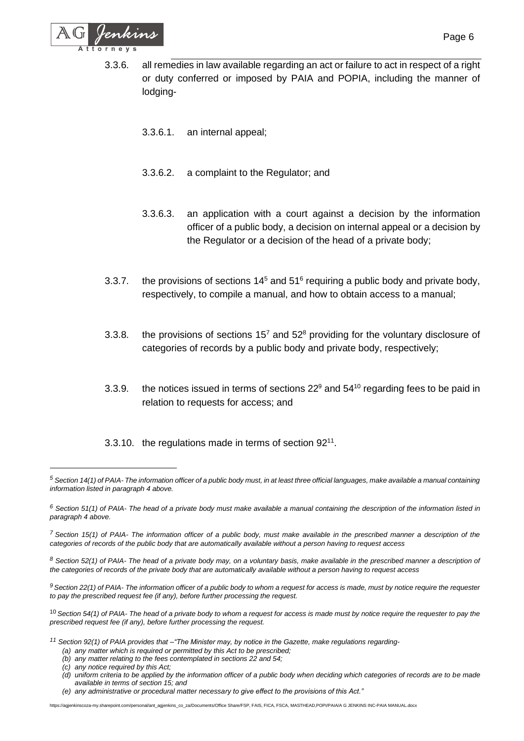3.3.6. all remedies in law available regarding an act or failure to act in respect of a right or duty conferred or imposed by PAIA and POPIA, including the manner of lodging-

3.3.6.1. an internal appeal;

3.3.6.2. a complaint to the Regulator; and

3.3.6.3. an application with a court against a decision by the information officer of a public body, a decision on internal appeal or a decision by the Regulator or a decision of the head of a private body;

3.3.7. the provisions of sections 14[5] and 51[6] requiring a public body and private body, respectively, to compile a manual, and how to obtain access to a manual;

3.3.8. the provisions of sections 15[7] and 52[8] providing for the voluntary disclosure of categories of records by a public body and private body, respectively;

3.3.9. the notices issued in terms of sections 22[9] and 54[10] regarding fees to be paid in relation to requests for access; and

3.3.10. the regulations made in terms of section 92[11].

---

[5] *Section 14(1) of PAIA- The information officer of a public body must, in at least three official languages, make available a manual containing information listed in paragraph 4 above.*

[6] *Section 51(1) of PAIA- The head of a private body must make available a manual containing the description of the information listed in paragraph 4 above.*

[7] *Section 15(1) of PAIA- The information officer of a public body, must make available in the prescribed manner a description of the categories of records of the public body that are automatically available without a person having to request access*

[8] *Section 52(1) of PAIA- The head of a private body may, on a voluntary basis, make available in the prescribed manner a description of the categories of records of the private body that are automatically available without a person having to request access*

[9] *Section 22(1) of PAIA- The information officer of a public body to whom a request for access is made, must by notice require the requester to pay the prescribed request fee (if any), before further processing the request.*

[10] *Section 54(1) of PAIA- The head of a private body to whom a request for access is made must by notice require the requester to pay the prescribed request fee (if any), before further processing the request.*

[11] *Section 92(1) of PAIA provides that –"The Minister may, by notice in the Gazette, make regulations regarding-*

- *(a) any matter which is required or permitted by this Act to be prescribed;*
- *(b) any matter relating to the fees contemplated in sections 22 and 54;*
- *(c) any notice required by this Act;*
- *(d) uniform criteria to be applied by the information officer of a public body when deciding which categories of records are to be made available in terms of section 15; and*
- *(e) any administrative or procedural matter necessary to give effect to the provisions of this Act."*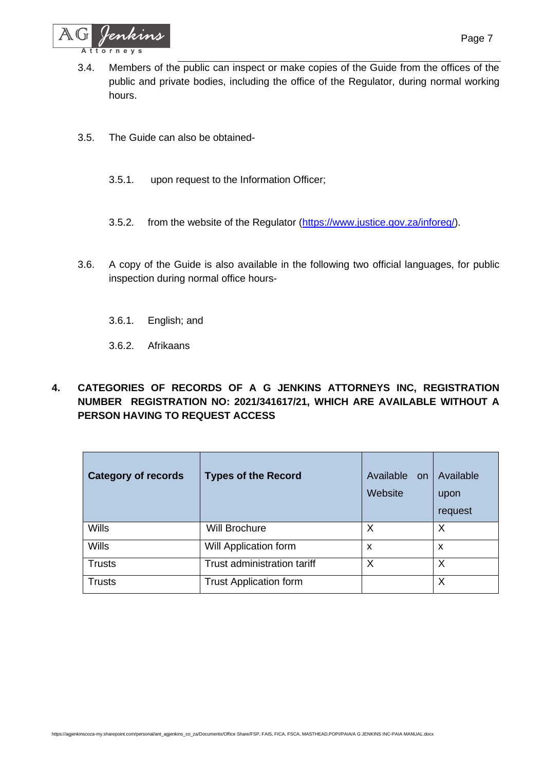3.4. Members of the public can inspect or make copies of the Guide from the offices of the public and private bodies, including the office of the Regulator, during normal working hours.

3.5. The Guide can also be obtained-

3.5.1. upon request to the Information Officer;

3.5.2. from the website of the Regulator (https://www.justice.gov.za/inforeg/).

3.6. A copy of the Guide is also available in the following two official languages, for public inspection during normal office hours-

3.6.1. English; and

3.6.2. Afrikaans

## 4. CATEGORIES OF RECORDS OF A G JENKINS ATTORNEYS INC, REGISTRATION NUMBER REGISTRATION NO: 2021/341617/21, WHICH ARE AVAILABLE WITHOUT A PERSON HAVING TO REQUEST ACCESS

| **Category of records** | **Types of the Record** | Available on Website | Available upon request |
|---|---|---|---|
| Wills | Will Brochure | X | X |
| Wills | Will Application form | x | x |
| Trusts | Trust administration tariff | X | X |
| Trusts | Trust Application form | | X |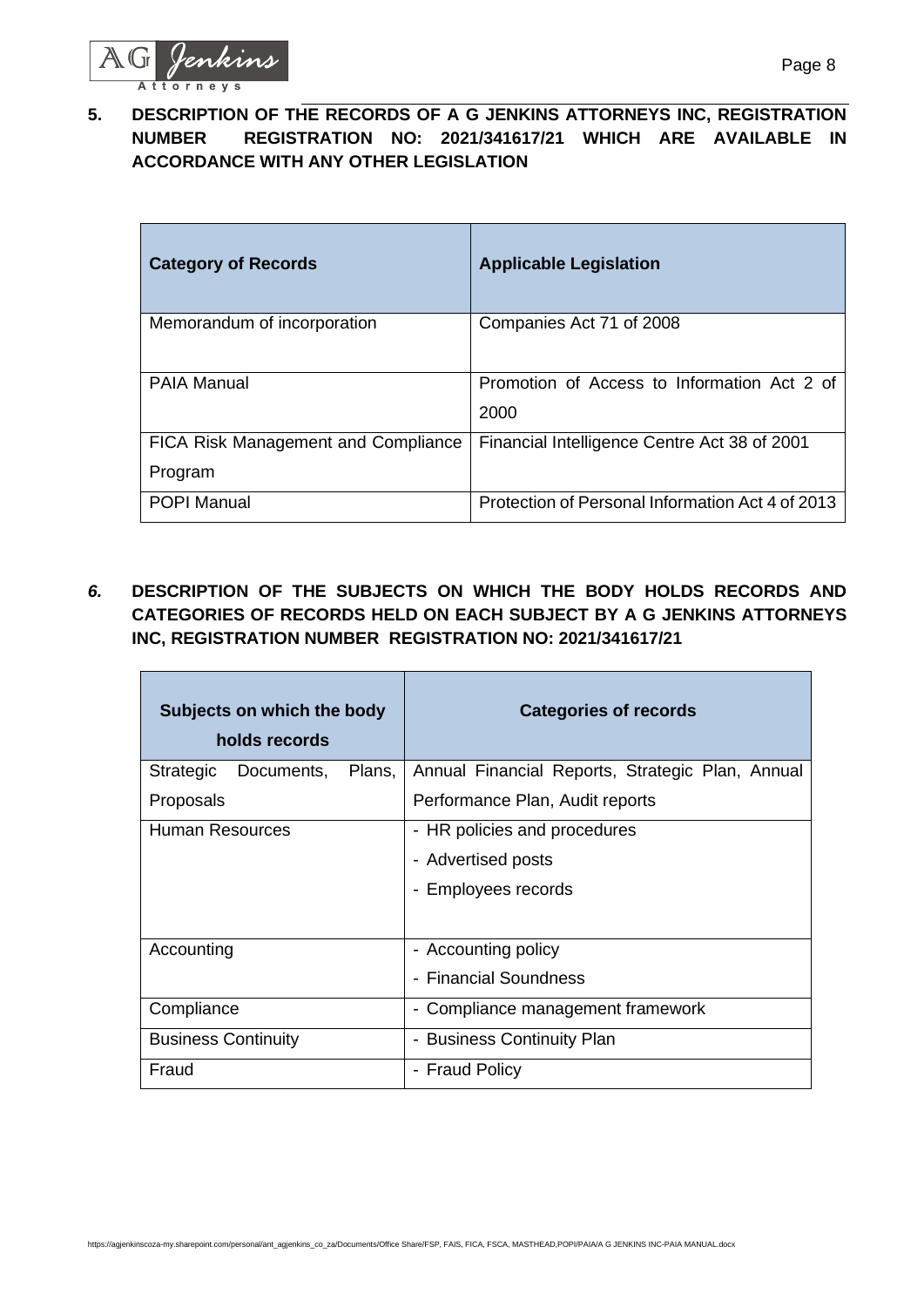## 5. DESCRIPTION OF THE RECORDS OF A G JENKINS ATTORNEYS INC, REGISTRATION NUMBER REGISTRATION NO: 2021/341617/21 WHICH ARE AVAILABLE IN ACCORDANCE WITH ANY OTHER LEGISLATION

| Category of Records | Applicable Legislation |
|---|---|
| Memorandum of incorporation | Companies Act 71 of 2008 |
| PAIA Manual | Promotion of Access to Information Act 2 of 2000 |
| FICA Risk Management and Compliance Program | Financial Intelligence Centre Act 38 of 2001 |
| POPI Manual | Protection of Personal Information Act 4 of 2013 |

## *6.* DESCRIPTION OF THE SUBJECTS ON WHICH THE BODY HOLDS RECORDS AND CATEGORIES OF RECORDS HELD ON EACH SUBJECT BY A G JENKINS ATTORNEYS INC, REGISTRATION NUMBER REGISTRATION NO: 2021/341617/21

| Subjects on which the body holds records | Categories of records |
|---|---|
| Strategic Documents, Plans, Proposals | Annual Financial Reports, Strategic Plan, Annual Performance Plan, Audit reports |
| Human Resources | - HR policies and procedures<br>- Advertised posts<br>- Employees records |
| Accounting | - Accounting policy<br>- Financial Soundness |
| Compliance | - Compliance management framework |
| Business Continuity | - Business Continuity Plan |
| Fraud | - Fraud Policy |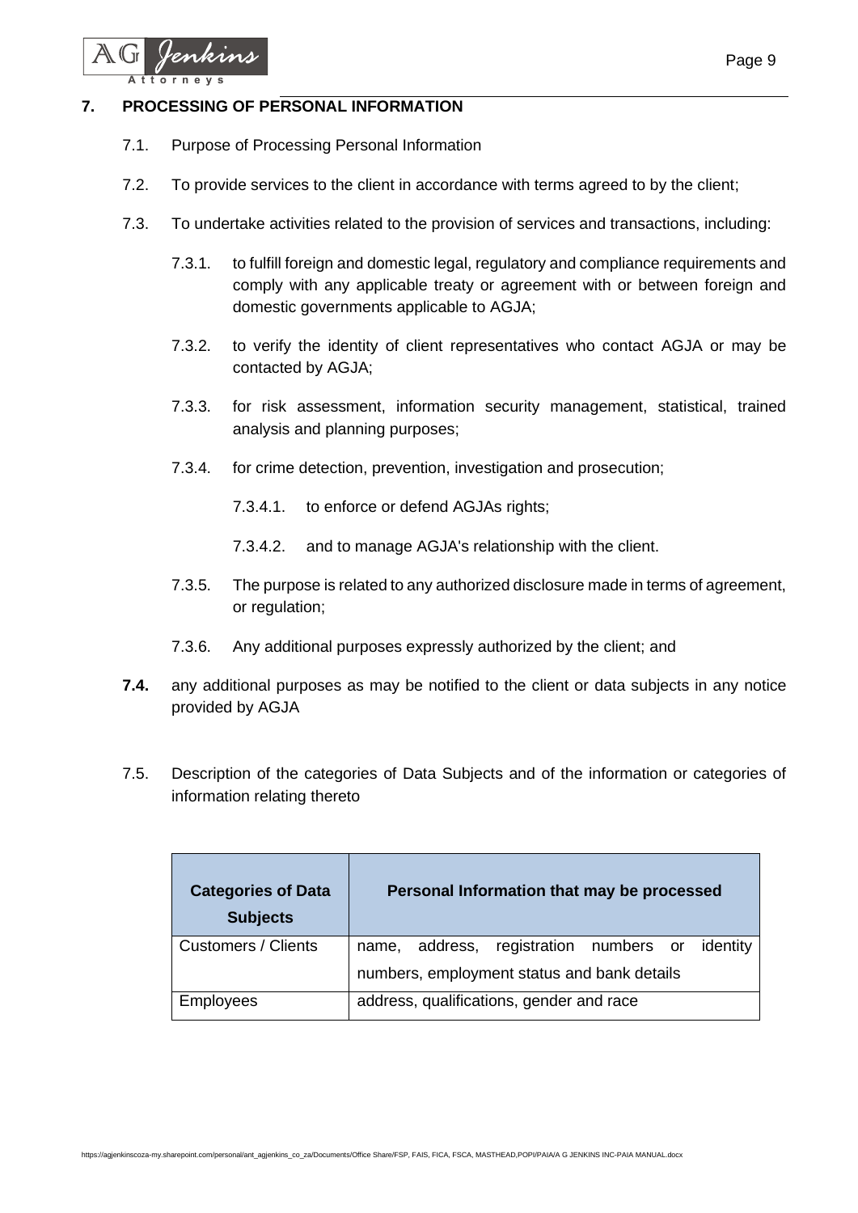## 7. PROCESSING OF PERSONAL INFORMATION

7.1. Purpose of Processing Personal Information

7.2. To provide services to the client in accordance with terms agreed to by the client;

7.3. To undertake activities related to the provision of services and transactions, including:

7.3.1. to fulfill foreign and domestic legal, regulatory and compliance requirements and comply with any applicable treaty or agreement with or between foreign and domestic governments applicable to AGJA;

7.3.2. to verify the identity of client representatives who contact AGJA or may be contacted by AGJA;

7.3.3. for risk assessment, information security management, statistical, trained analysis and planning purposes;

7.3.4. for crime detection, prevention, investigation and prosecution;

7.3.4.1. to enforce or defend AGJAs rights;

7.3.4.2. and to manage AGJA's relationship with the client.

7.3.5. The purpose is related to any authorized disclosure made in terms of agreement, or regulation;

7.3.6. Any additional purposes expressly authorized by the client; and

**7.4.** any additional purposes as may be notified to the client or data subjects in any notice provided by AGJA

7.5. Description of the categories of Data Subjects and of the information or categories of information relating thereto

| Categories of Data Subjects | Personal Information that may be processed |
|---|---|
| Customers / Clients | name, address, registration numbers or identity numbers, employment status and bank details |
| Employees | address, qualifications, gender and race |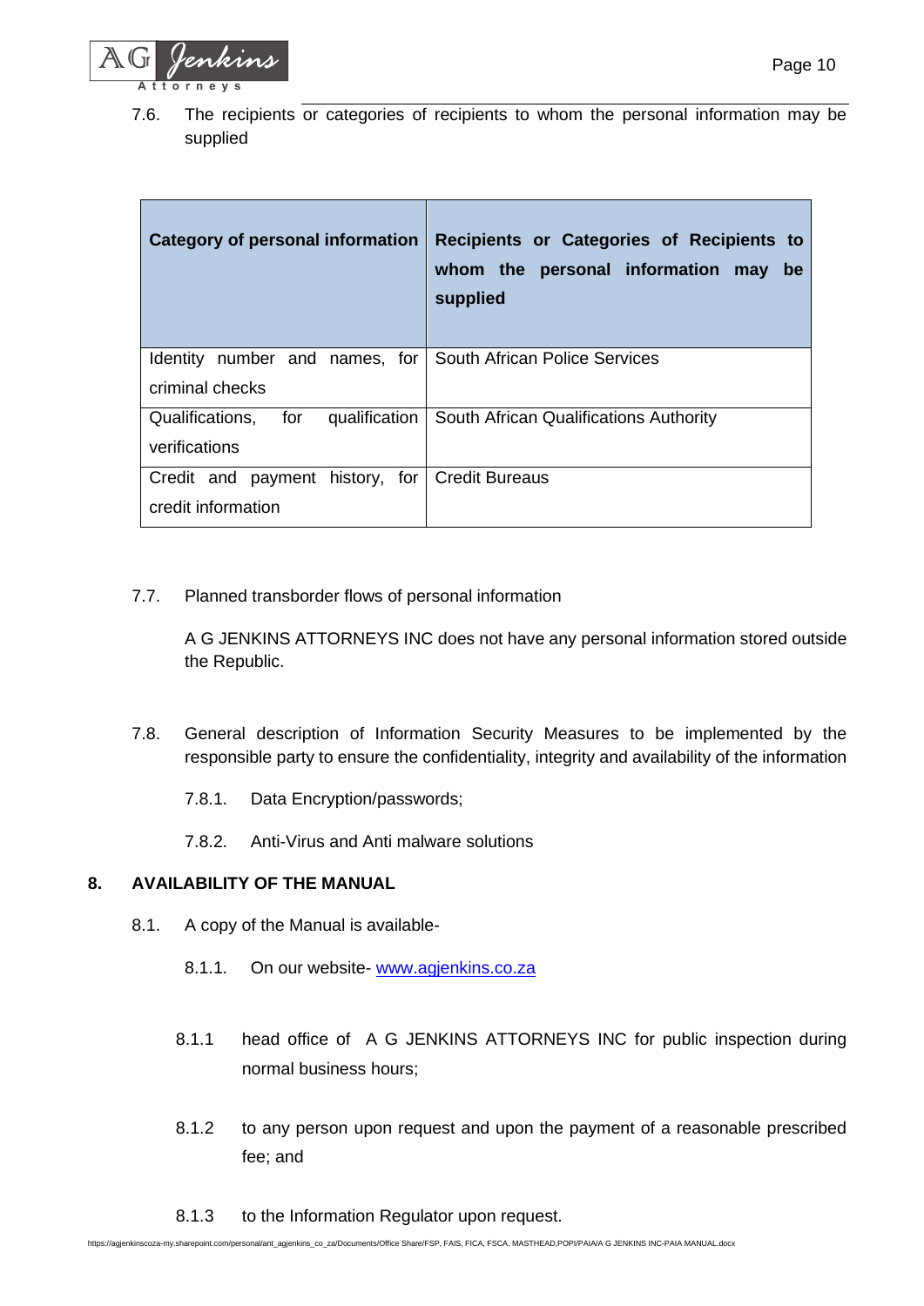7.6. The recipients or categories of recipients to whom the personal information may be supplied

| Category of personal information | Recipients or Categories of Recipients to whom the personal information may be supplied |
|---|---|
| Identity number and names, for criminal checks | South African Police Services |
| Qualifications, for qualification verifications | South African Qualifications Authority |
| Credit and payment history, for credit information | Credit Bureaus |

7.7. Planned transborder flows of personal information

A G JENKINS ATTORNEYS INC does not have any personal information stored outside the Republic.

7.8. General description of Information Security Measures to be implemented by the responsible party to ensure the confidentiality, integrity and availability of the information

7.8.1. Data Encryption/passwords;

7.8.2. Anti-Virus and Anti malware solutions

## 8. AVAILABILITY OF THE MANUAL

8.1. A copy of the Manual is available-

8.1.1. On our website- www.agjenkins.co.za

8.1.1 head office of A G JENKINS ATTORNEYS INC for public inspection during normal business hours;

8.1.2 to any person upon request and upon the payment of a reasonable prescribed fee; and

8.1.3 to the Information Regulator upon request.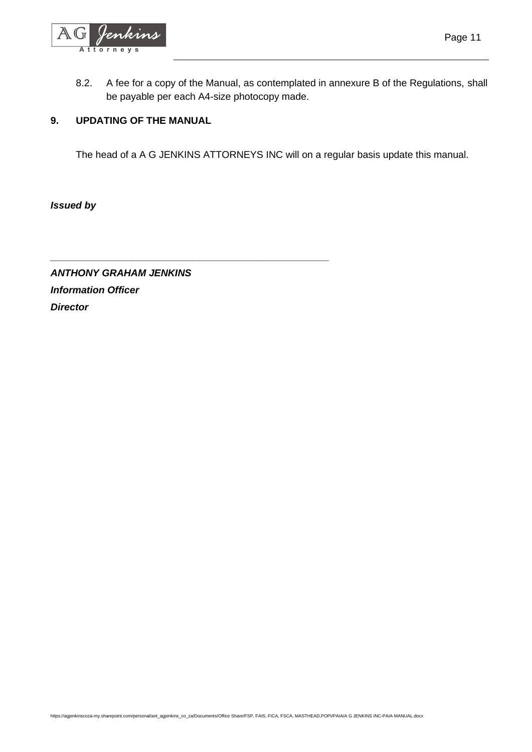8.2. A fee for a copy of the Manual, as contemplated in annexure B of the Regulations, shall be payable per each A4-size photocopy made.

## 9. UPDATING OF THE MANUAL

The head of a A G JENKINS ATTORNEYS INC will on a regular basis update this manual.

***Issued by***

_______________________________________________

***ANTHONY GRAHAM JENKINS***

***Information Officer***

***Director***

https://agjenkinscoza-my.sharepoint.com/personal/ant_agjenkins_co_za/Documents/Office Share/FSP, FAIS, FICA, FSCA, MASTHEAD,POPI/PAIA/A G JENKINS INC-PAIA MANUAL.docx